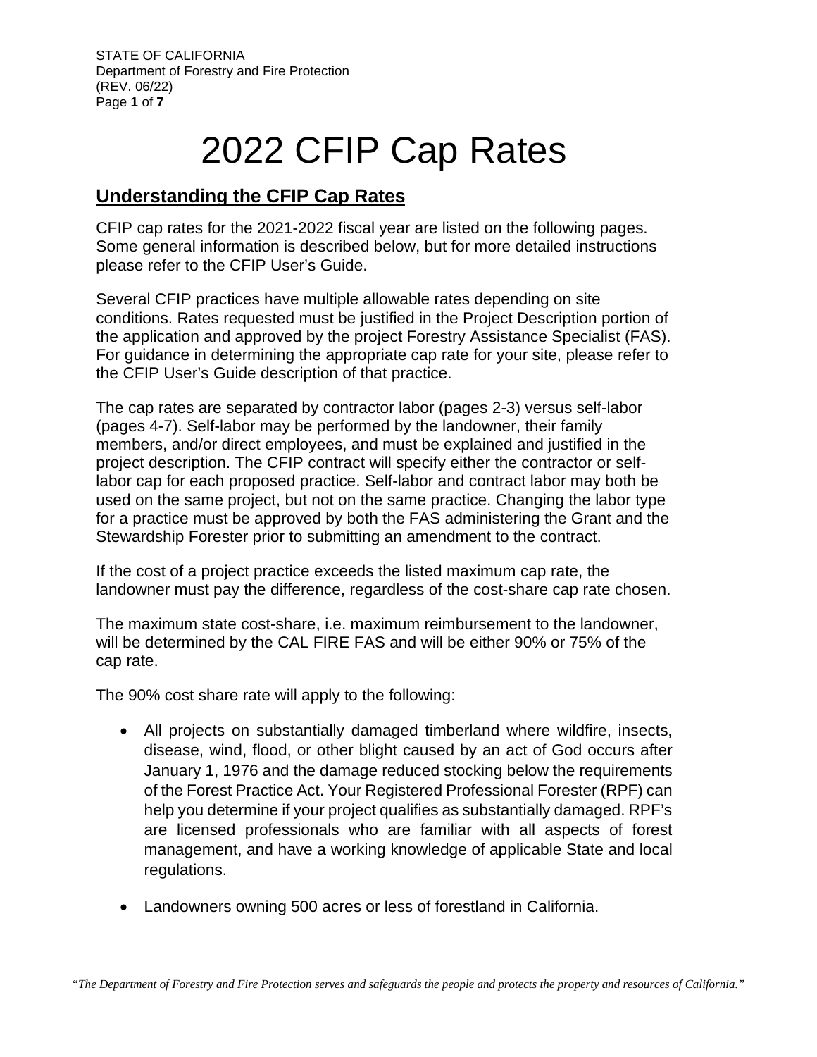STATE OF CALIFORNIA
Department of Forestry and Fire Protection
(REV. 06/22)

# 2022 CFIP Cap Rates

## Understanding the CFIP Cap Rates

CFIP cap rates for the 2021-2022 fiscal year are listed on the following pages. Some general information is described below, but for more detailed instructions please refer to the CFIP User's Guide.

Several CFIP practices have multiple allowable rates depending on site conditions. Rates requested must be justified in the Project Description portion of the application and approved by the project Forestry Assistance Specialist (FAS). For guidance in determining the appropriate cap rate for your site, please refer to the CFIP User's Guide description of that practice.

The cap rates are separated by contractor labor (pages 2-3) versus self-labor (pages 4-7). Self-labor may be performed by the landowner, their family members, and/or direct employees, and must be explained and justified in the project description. The CFIP contract will specify either the contractor or self-labor cap for each proposed practice. Self-labor and contract labor may both be used on the same project, but not on the same practice. Changing the labor type for a practice must be approved by both the FAS administering the Grant and the Stewardship Forester prior to submitting an amendment to the contract.

If the cost of a project practice exceeds the listed maximum cap rate, the landowner must pay the difference, regardless of the cost-share cap rate chosen.

The maximum state cost-share, i.e. maximum reimbursement to the landowner, will be determined by the CAL FIRE FAS and will be either 90% or 75% of the cap rate.

The 90% cost share rate will apply to the following:

- All projects on substantially damaged timberland where wildfire, insects, disease, wind, flood, or other blight caused by an act of God occurs after January 1, 1976 and the damage reduced stocking below the requirements of the Forest Practice Act. Your Registered Professional Forester (RPF) can help you determine if your project qualifies as substantially damaged. RPF's are licensed professionals who are familiar with all aspects of forest management, and have a working knowledge of applicable State and local regulations.
- Landowners owning 500 acres or less of forestland in California.

*"The Department of Forestry and Fire Protection serves and safeguards the people and protects the property and resources of California."*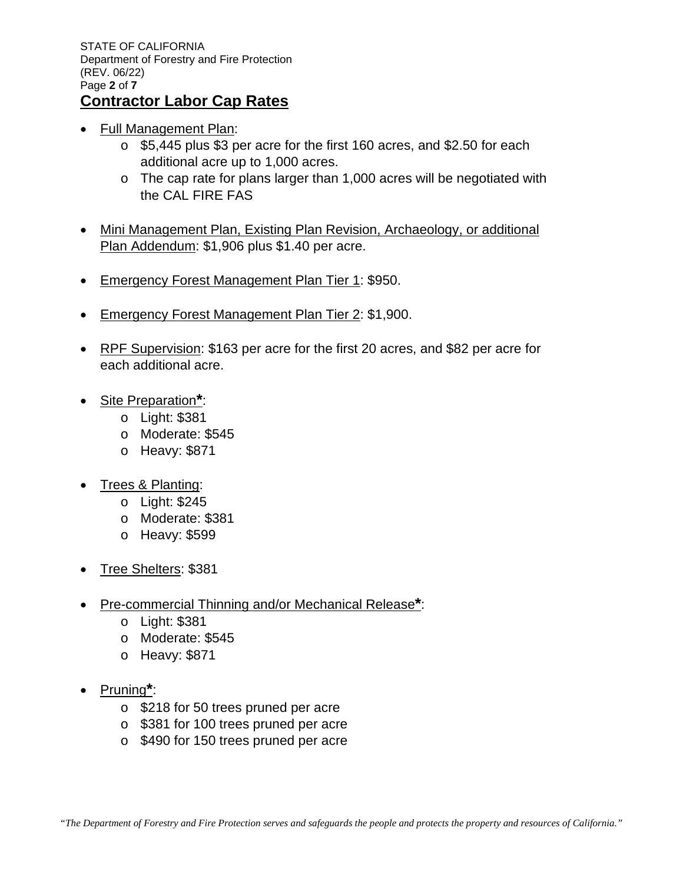## Contractor Labor Cap Rates

- Full Management Plan:
  - $5,445 plus $3 per acre for the first 160 acres, and $2.50 for each additional acre up to 1,000 acres.
  - The cap rate for plans larger than 1,000 acres will be negotiated with the CAL FIRE FAS

- Mini Management Plan, Existing Plan Revision, Archaeology, or additional Plan Addendum: $1,906 plus $1.40 per acre.

- Emergency Forest Management Plan Tier 1: $950.

- Emergency Forest Management Plan Tier 2: $1,900.

- RPF Supervision: $163 per acre for the first 20 acres, and $82 per acre for each additional acre.

- Site Preparation**\***:
  - Light: $381
  - Moderate: $545
  - Heavy: $871

- Trees & Planting:
  - Light: $245
  - Moderate: $381
  - Heavy: $599

- Tree Shelters: $381

- Pre-commercial Thinning and/or Mechanical Release**\***:
  - Light: $381
  - Moderate: $545
  - Heavy: $871

- Pruning**\***:
  - $218 for 50 trees pruned per acre
  - $381 for 100 trees pruned per acre
  - $490 for 150 trees pruned per acre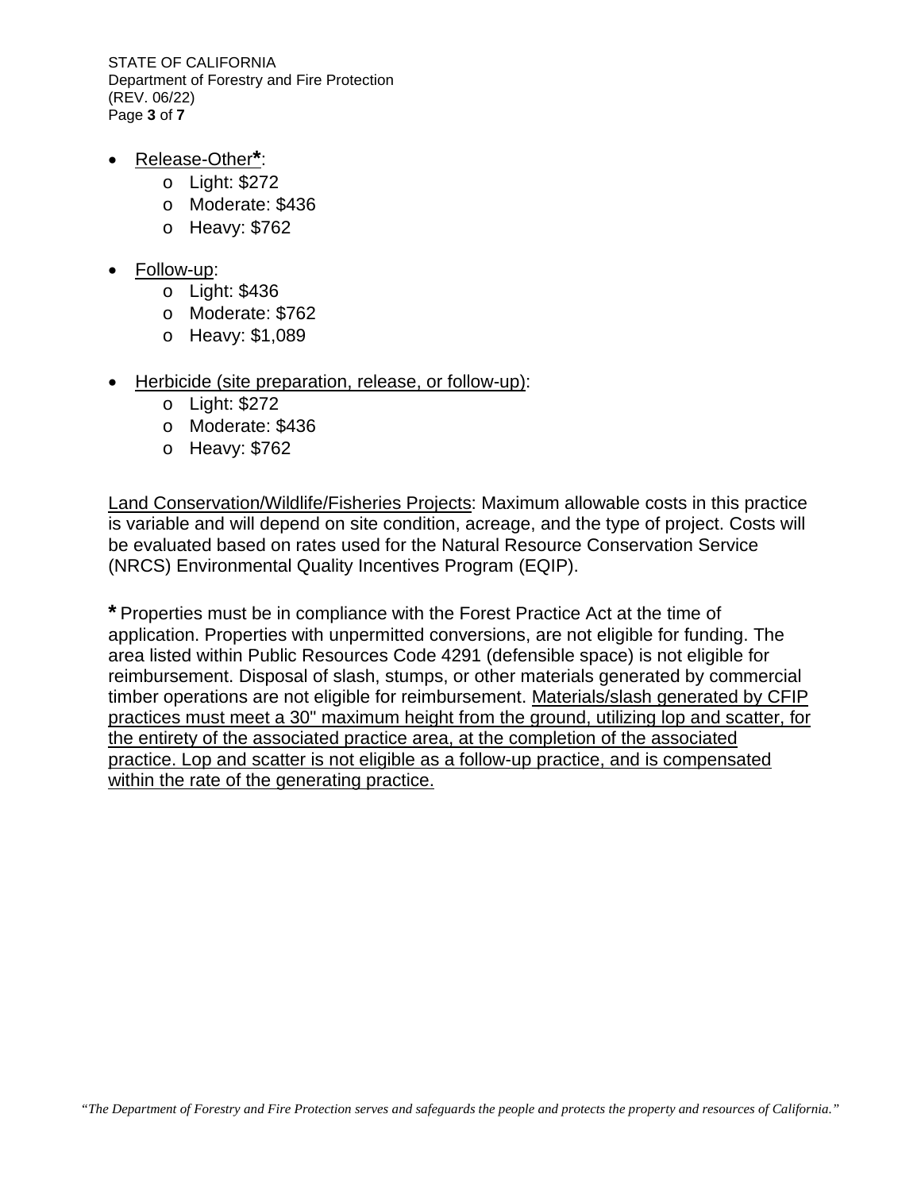- Release-Other*:
    - Light: $272
    - Moderate: $436
    - Heavy: $762

- Follow-up:
    - Light: $436
    - Moderate: $762
    - Heavy: $1,089

- Herbicide (site preparation, release, or follow-up):
    - Light: $272
    - Moderate: $436
    - Heavy: $762

Land Conservation/Wildlife/Fisheries Projects: Maximum allowable costs in this practice is variable and will depend on site condition, acreage, and the type of project. Costs will be evaluated based on rates used for the Natural Resource Conservation Service (NRCS) Environmental Quality Incentives Program (EQIP).

**\*** Properties must be in compliance with the Forest Practice Act at the time of application. Properties with unpermitted conversions, are not eligible for funding. The area listed within Public Resources Code 4291 (defensible space) is not eligible for reimbursement. Disposal of slash, stumps, or other materials generated by commercial timber operations are not eligible for reimbursement. Materials/slash generated by CFIP practices must meet a 30" maximum height from the ground, utilizing lop and scatter, for the entirety of the associated practice area, at the completion of the associated practice. Lop and scatter is not eligible as a follow-up practice, and is compensated within the rate of the generating practice.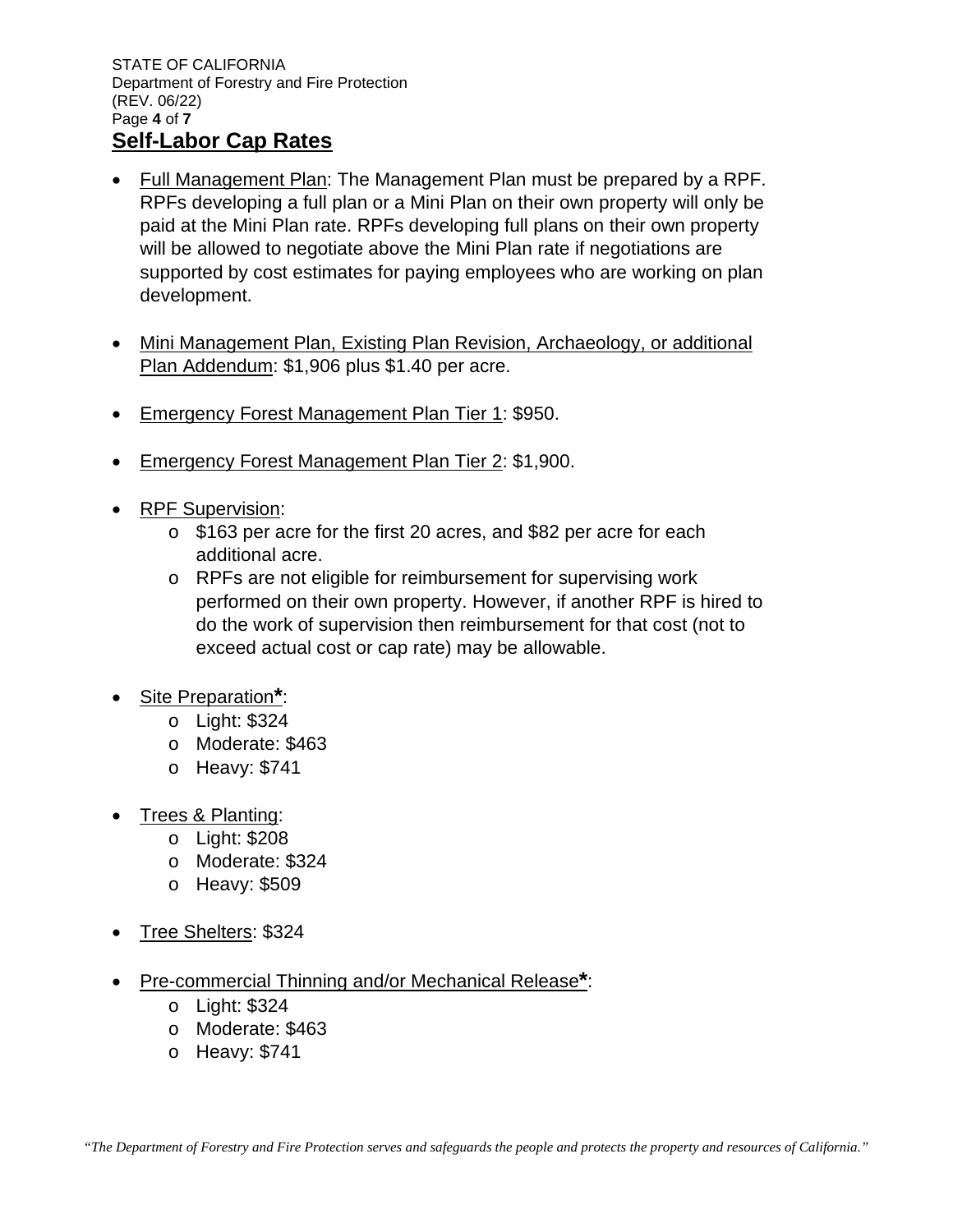## Self-Labor Cap Rates

- Full Management Plan: The Management Plan must be prepared by a RPF. RPFs developing a full plan or a Mini Plan on their own property will only be paid at the Mini Plan rate. RPFs developing full plans on their own property will be allowed to negotiate above the Mini Plan rate if negotiations are supported by cost estimates for paying employees who are working on plan development.

- Mini Management Plan, Existing Plan Revision, Archaeology, or additional Plan Addendum: $1,906 plus $1.40 per acre.

- Emergency Forest Management Plan Tier 1: $950.

- Emergency Forest Management Plan Tier 2: $1,900.

- RPF Supervision:
  - $163 per acre for the first 20 acres, and $82 per acre for each additional acre.
  - RPFs are not eligible for reimbursement for supervising work performed on their own property. However, if another RPF is hired to do the work of supervision then reimbursement for that cost (not to exceed actual cost or cap rate) may be allowable.

- Site Preparation**\***:
  - Light: $324
  - Moderate: $463
  - Heavy: $741

- Trees & Planting:
  - Light: $208
  - Moderate: $324
  - Heavy: $509

- Tree Shelters: $324

- Pre-commercial Thinning and/or Mechanical Release**\***:
  - Light: $324
  - Moderate: $463
  - Heavy: $741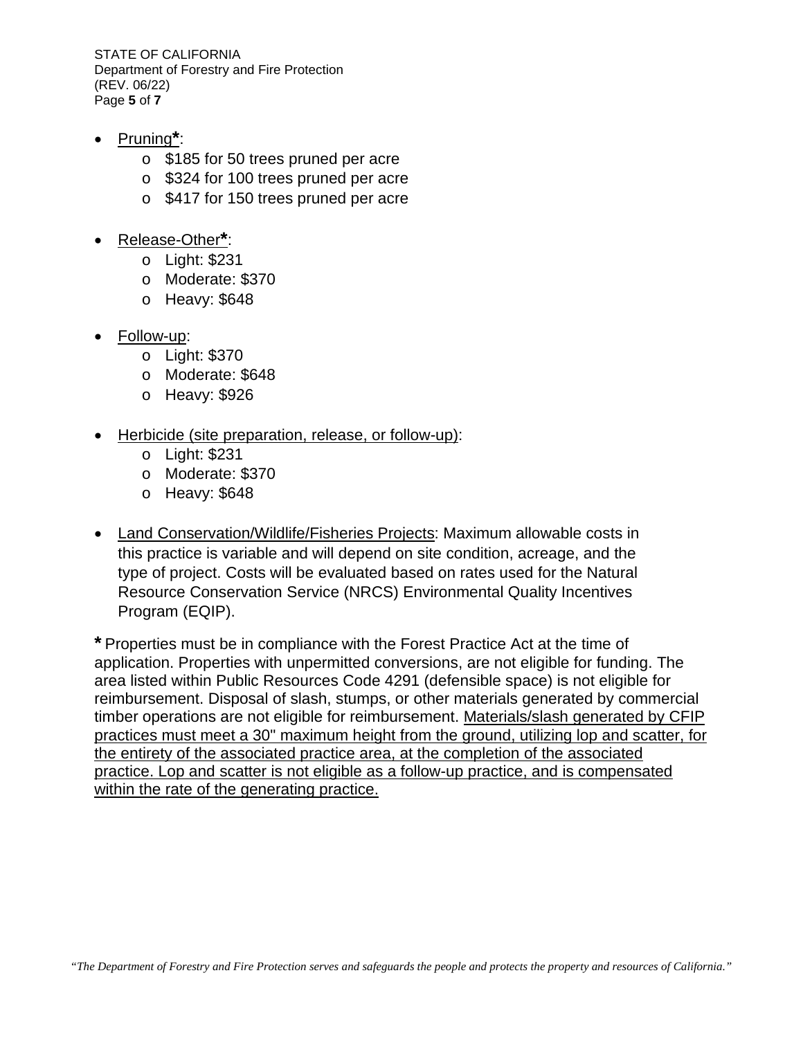- <u>Pruning</u>**\***:
    - $185 for 50 trees pruned per acre
    - $324 for 100 trees pruned per acre
    - $417 for 150 trees pruned per acre

- <u>Release-Other</u>**\***:
    - Light: $231
    - Moderate: $370
    - Heavy: $648

- <u>Follow-up</u>:
    - Light: $370
    - Moderate: $648
    - Heavy: $926

- <u>Herbicide (site preparation, release, or follow-up)</u>:
    - Light: $231
    - Moderate: $370
    - Heavy: $648

- <u>Land Conservation/Wildlife/Fisheries Projects</u>: Maximum allowable costs in this practice is variable and will depend on site condition, acreage, and the type of project. Costs will be evaluated based on rates used for the Natural Resource Conservation Service (NRCS) Environmental Quality Incentives Program (EQIP).

**\*** Properties must be in compliance with the Forest Practice Act at the time of application. Properties with unpermitted conversions, are not eligible for funding. The area listed within Public Resources Code 4291 (defensible space) is not eligible for reimbursement. Disposal of slash, stumps, or other materials generated by commercial timber operations are not eligible for reimbursement. <u>Materials/slash generated by CFIP practices must meet a 30" maximum height from the ground, utilizing lop and scatter, for the entirety of the associated practice area, at the completion of the associated practice. Lop and scatter is not eligible as a follow-up practice, and is compensated within the rate of the generating practice.</u>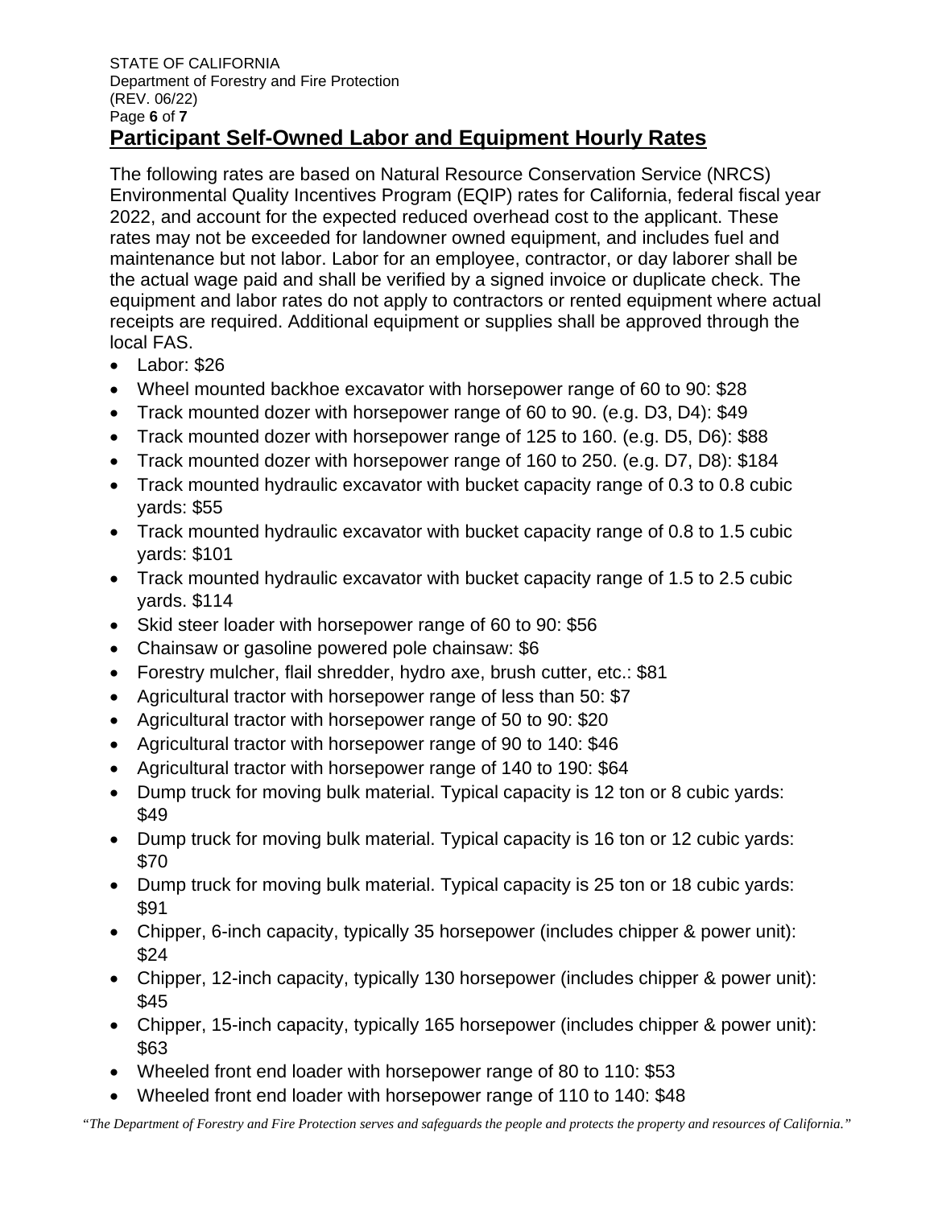## Participant Self-Owned Labor and Equipment Hourly Rates

The following rates are based on Natural Resource Conservation Service (NRCS) Environmental Quality Incentives Program (EQIP) rates for California, federal fiscal year 2022, and account for the expected reduced overhead cost to the applicant. These rates may not be exceeded for landowner owned equipment, and includes fuel and maintenance but not labor. Labor for an employee, contractor, or day laborer shall be the actual wage paid and shall be verified by a signed invoice or duplicate check. The equipment and labor rates do not apply to contractors or rented equipment where actual receipts are required. Additional equipment or supplies shall be approved through the local FAS.

- Labor: $26
- Wheel mounted backhoe excavator with horsepower range of 60 to 90: $28
- Track mounted dozer with horsepower range of 60 to 90. (e.g. D3, D4): $49
- Track mounted dozer with horsepower range of 125 to 160. (e.g. D5, D6): $88
- Track mounted dozer with horsepower range of 160 to 250. (e.g. D7, D8): $184
- Track mounted hydraulic excavator with bucket capacity range of 0.3 to 0.8 cubic yards: $55
- Track mounted hydraulic excavator with bucket capacity range of 0.8 to 1.5 cubic yards: $101
- Track mounted hydraulic excavator with bucket capacity range of 1.5 to 2.5 cubic yards. $114
- Skid steer loader with horsepower range of 60 to 90: $56
- Chainsaw or gasoline powered pole chainsaw: $6
- Forestry mulcher, flail shredder, hydro axe, brush cutter, etc.: $81
- Agricultural tractor with horsepower range of less than 50: $7
- Agricultural tractor with horsepower range of 50 to 90: $20
- Agricultural tractor with horsepower range of 90 to 140: $46
- Agricultural tractor with horsepower range of 140 to 190: $64
- Dump truck for moving bulk material. Typical capacity is 12 ton or 8 cubic yards: $49
- Dump truck for moving bulk material. Typical capacity is 16 ton or 12 cubic yards: $70
- Dump truck for moving bulk material. Typical capacity is 25 ton or 18 cubic yards: $91
- Chipper, 6-inch capacity, typically 35 horsepower (includes chipper & power unit): $24
- Chipper, 12-inch capacity, typically 130 horsepower (includes chipper & power unit): $45
- Chipper, 15-inch capacity, typically 165 horsepower (includes chipper & power unit): $63
- Wheeled front end loader with horsepower range of 80 to 110: $53
- Wheeled front end loader with horsepower range of 110 to 140: $48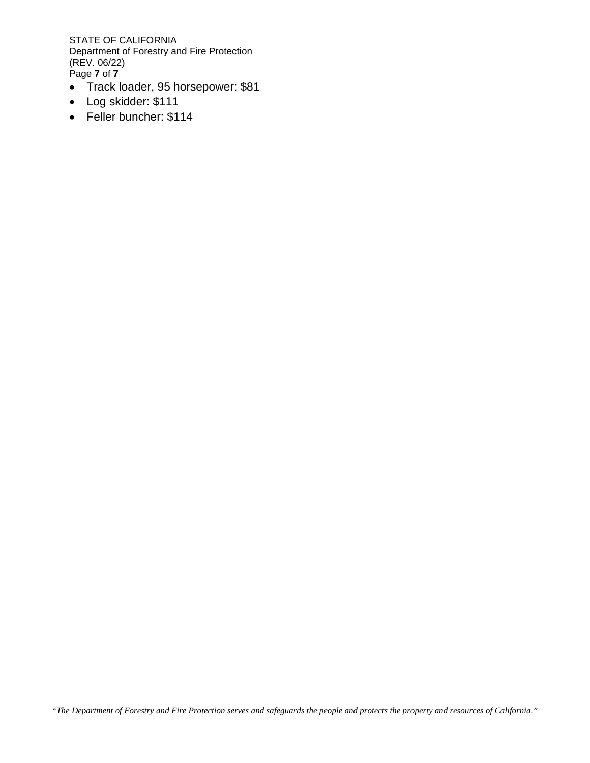- Track loader, 95 horsepower: $81
- Log skidder: $111
- Feller buncher: $114